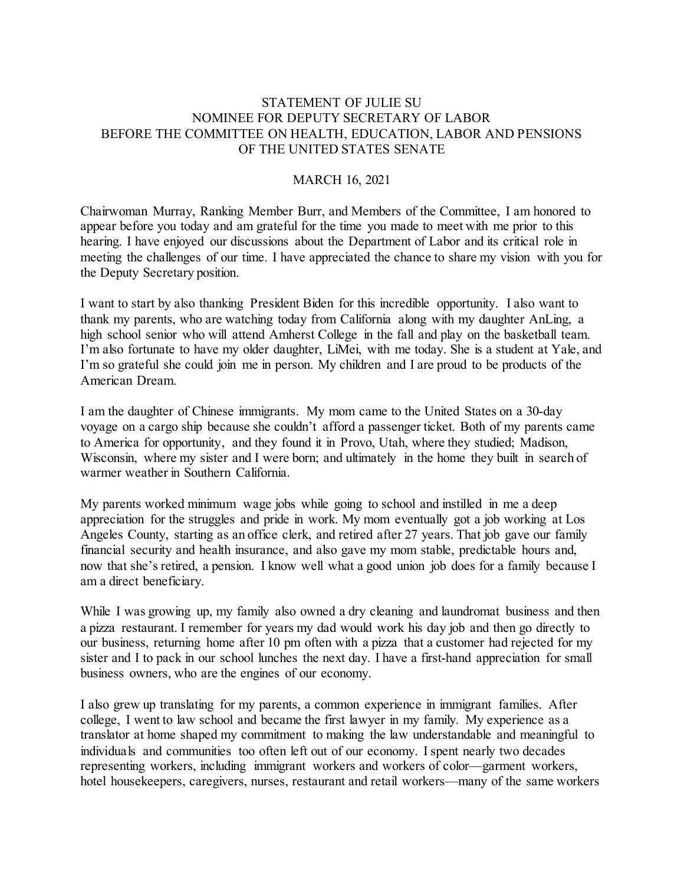# STATEMENT OF JULIE SU
## NOMINEE FOR DEPUTY SECRETARY OF LABOR
## BEFORE THE COMMITTEE ON HEALTH, EDUCATION, LABOR AND PENSIONS OF THE UNITED STATES SENATE

MARCH 16, 2021

Chairwoman Murray, Ranking Member Burr, and Members of the Committee, I am honored to appear before you today and am grateful for the time you made to meet with me prior to this hearing. I have enjoyed our discussions about the Department of Labor and its critical role in meeting the challenges of our time. I have appreciated the chance to share my vision with you for the Deputy Secretary position.

I want to start by also thanking President Biden for this incredible opportunity. I also want to thank my parents, who are watching today from California along with my daughter AnLing, a high school senior who will attend Amherst College in the fall and play on the basketball team. I'm also fortunate to have my older daughter, LiMei, with me today. She is a student at Yale, and I'm so grateful she could join me in person. My children and I are proud to be products of the American Dream.

I am the daughter of Chinese immigrants. My mom came to the United States on a 30-day voyage on a cargo ship because she couldn't afford a passenger ticket. Both of my parents came to America for opportunity, and they found it in Provo, Utah, where they studied; Madison, Wisconsin, where my sister and I were born; and ultimately in the home they built in search of warmer weather in Southern California.

My parents worked minimum wage jobs while going to school and instilled in me a deep appreciation for the struggles and pride in work. My mom eventually got a job working at Los Angeles County, starting as an office clerk, and retired after 27 years. That job gave our family financial security and health insurance, and also gave my mom stable, predictable hours and, now that she's retired, a pension. I know well what a good union job does for a family because I am a direct beneficiary.

While I was growing up, my family also owned a dry cleaning and laundromat business and then a pizza restaurant. I remember for years my dad would work his day job and then go directly to our business, returning home after 10 pm often with a pizza that a customer had rejected for my sister and I to pack in our school lunches the next day. I have a first-hand appreciation for small business owners, who are the engines of our economy.

I also grew up translating for my parents, a common experience in immigrant families. After college, I went to law school and became the first lawyer in my family. My experience as a translator at home shaped my commitment to making the law understandable and meaningful to individuals and communities too often left out of our economy. I spent nearly two decades representing workers, including immigrant workers and workers of color—garment workers, hotel housekeepers, caregivers, nurses, restaurant and retail workers—many of the same workers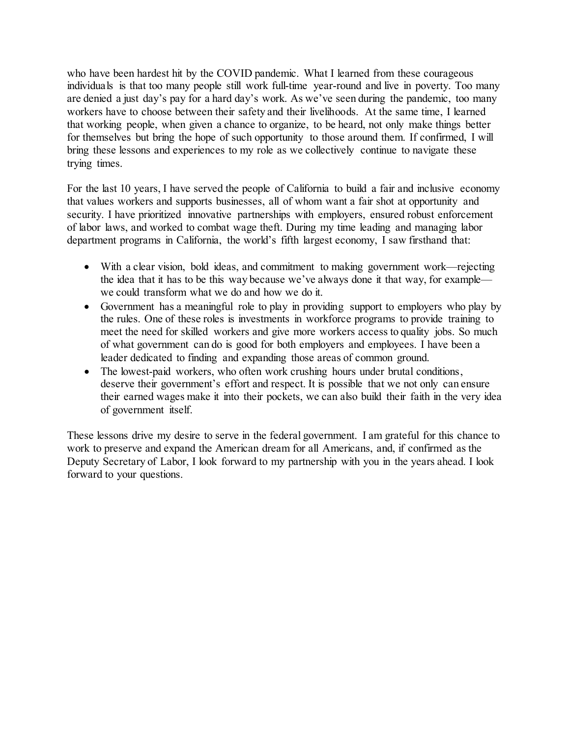who have been hardest hit by the COVID pandemic. What I learned from these courageous individuals is that too many people still work full-time year-round and live in poverty. Too many are denied a just day's pay for a hard day's work. As we've seen during the pandemic, too many workers have to choose between their safety and their livelihoods. At the same time, I learned that working people, when given a chance to organize, to be heard, not only make things better for themselves but bring the hope of such opportunity to those around them. If confirmed, I will bring these lessons and experiences to my role as we collectively continue to navigate these trying times.

For the last 10 years, I have served the people of California to build a fair and inclusive economy that values workers and supports businesses, all of whom want a fair shot at opportunity and security. I have prioritized innovative partnerships with employers, ensured robust enforcement of labor laws, and worked to combat wage theft. During my time leading and managing labor department programs in California, the world's fifth largest economy, I saw firsthand that:

- With a clear vision, bold ideas, and commitment to making government work—rejecting the idea that it has to be this way because we've always done it that way, for example—we could transform what we do and how we do it.
- Government has a meaningful role to play in providing support to employers who play by the rules. One of these roles is investments in workforce programs to provide training to meet the need for skilled workers and give more workers access to quality jobs. So much of what government can do is good for both employers and employees. I have been a leader dedicated to finding and expanding those areas of common ground.
- The lowest-paid workers, who often work crushing hours under brutal conditions, deserve their government's effort and respect. It is possible that we not only can ensure their earned wages make it into their pockets, we can also build their faith in the very idea of government itself.

These lessons drive my desire to serve in the federal government. I am grateful for this chance to work to preserve and expand the American dream for all Americans, and, if confirmed as the Deputy Secretary of Labor, I look forward to my partnership with you in the years ahead. I look forward to your questions.